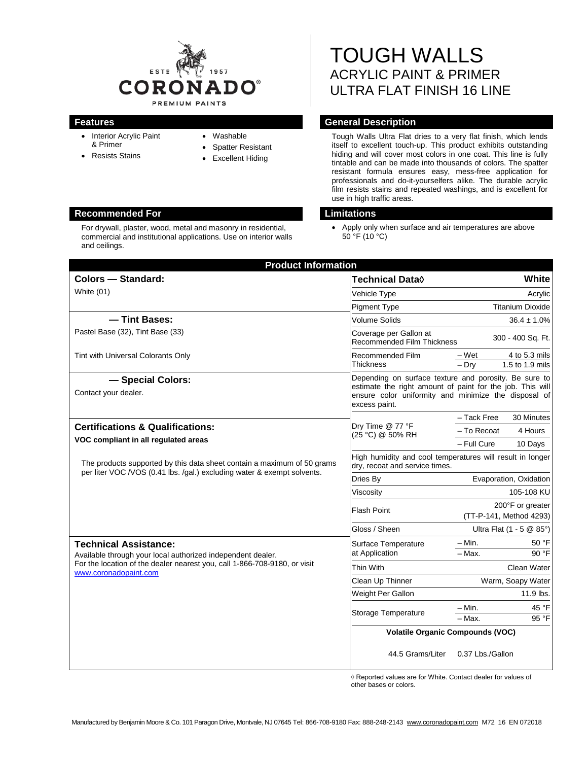CORONADO PREMIUM PAINTS — ESTD 1957

# TOUGH WALLS

## ACRYLIC PAINT & PRIMER
## ULTRA FLAT FINISH 16 LINE

### Features

- Interior Acrylic Paint & Primer
- Resists Stains
- Washable
- Spatter Resistant
- Excellent Hiding

### General Description

Tough Walls Ultra Flat dries to a very flat finish, which lends itself to excellent touch-up. This product exhibits outstanding hiding and will cover most colors in one coat. This line is fully tintable and can be made into thousands of colors. The spatter resistant formula ensures easy, mess-free application for professionals and do-it-yourselfers alike. The durable acrylic film resists stains and repeated washings, and is excellent for use in high traffic areas.

### Recommended For

For drywall, plaster, wood, metal and masonry in residential, commercial and institutional applications. Use on interior walls and ceilings.

### Limitations

- Apply only when surface and air temperatures are above 50 °F (10 °C)

### Product Information

**Colors — Standard:**

White (01)

**— Tint Bases:**

Pastel Base (32), Tint Base (33)

Tint with Universal Colorants Only

**— Special Colors:**

Contact your dealer.

**Certifications & Qualifications:**

**VOC compliant in all regulated areas**

The products supported by this data sheet contain a maximum of 50 grams per liter VOC /VOS (0.41 lbs. /gal.) excluding water & exempt solvents.

**Technical Assistance:**

Available through your local authorized independent dealer. For the location of the dealer nearest you, call 1-866-708-9180, or visit www.coronadopaint.com

| Technical Data◊ | | White |
|---|---|---|
| Vehicle Type | | Acrylic |
| Pigment Type | | Titanium Dioxide |
| Volume Solids | | 36.4 ± 1.0% |
| Coverage per Gallon at Recommended Film Thickness | | 300 - 400 Sq. Ft. |
| Recommended Film Thickness | – Wet | 4 to 5.3 mils |
| | – Dry | 1.5 to 1.9 mils |
| Depending on surface texture and porosity. Be sure to estimate the right amount of paint for the job. This will ensure color uniformity and minimize the disposal of excess paint. | | |
| Dry Time @ 77 °F (25 °C) @ 50% RH | – Tack Free | 30 Minutes |
| | – To Recoat | 4 Hours |
| | – Full Cure | 10 Days |
| High humidity and cool temperatures will result in longer dry, recoat and service times. | | |
| Dries By | | Evaporation, Oxidation |
| Viscosity | | 105-108 KU |
| Flash Point | | 200°F or greater (TT-P-141, Method 4293) |
| Gloss / Sheen | | Ultra Flat (1 - 5 @ 85°) |
| Surface Temperature at Application | – Min. | 50 °F |
| | – Max. | 90 °F |
| Thin With | | Clean Water |
| Clean Up Thinner | | Warm, Soapy Water |
| Weight Per Gallon | | 11.9 lbs. |
| Storage Temperature | – Min. | 45 °F |
| | – Max. | 95 °F |
| **Volatile Organic Compounds (VOC)** | | |
| 44.5 Grams/Liter | | 0.37 Lbs./Gallon |

◊ Reported values are for White. Contact dealer for values of other bases or colors.

Manufactured by Benjamin Moore & Co. 101 Paragon Drive, Montvale, NJ 07645 Tel: 866-708-9180 Fax: 888-248-2143 www.coronadopaint.com M72 16 EN 072018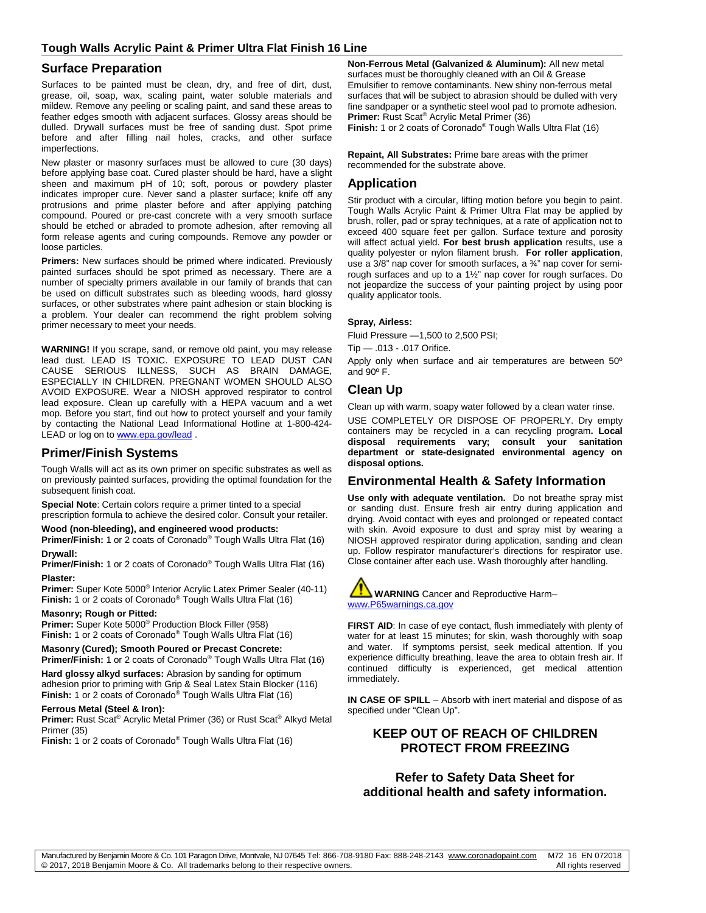## Tough Walls Acrylic Paint & Primer Ultra Flat Finish 16 Line

## Surface Preparation

Surfaces to be painted must be clean, dry, and free of dirt, dust, grease, oil, soap, wax, scaling paint, water soluble materials and mildew. Remove any peeling or scaling paint, and sand these areas to feather edges smooth with adjacent surfaces. Glossy areas should be dulled. Drywall surfaces must be free of sanding dust. Spot prime before and after filling nail holes, cracks, and other surface imperfections.

New plaster or masonry surfaces must be allowed to cure (30 days) before applying base coat. Cured plaster should be hard, have a slight sheen and maximum pH of 10; soft, porous or powdery plaster indicates improper cure. Never sand a plaster surface; knife off any protrusions and prime plaster before and after applying patching compound. Poured or pre-cast concrete with a very smooth surface should be etched or abraded to promote adhesion, after removing all form release agents and curing compounds. Remove any powder or loose particles.

**Primers:** New surfaces should be primed where indicated. Previously painted surfaces should be spot primed as necessary. There are a number of specialty primers available in our family of brands that can be used on difficult substrates such as bleeding woods, hard glossy surfaces, or other substrates where paint adhesion or stain blocking is a problem. Your dealer can recommend the right problem solving primer necessary to meet your needs.

**WARNING!** If you scrape, sand, or remove old paint, you may release lead dust. LEAD IS TOXIC. EXPOSURE TO LEAD DUST CAN CAUSE SERIOUS ILLNESS, SUCH AS BRAIN DAMAGE, ESPECIALLY IN CHILDREN. PREGNANT WOMEN SHOULD ALSO AVOID EXPOSURE. Wear a NIOSH approved respirator to control lead exposure. Clean up carefully with a HEPA vacuum and a wet mop. Before you start, find out how to protect yourself and your family by contacting the National Lead Informational Hotline at 1-800-424-LEAD or log on to www.epa.gov/lead .

## Primer/Finish Systems

Tough Walls will act as its own primer on specific substrates as well as on previously painted surfaces, providing the optimal foundation for the subsequent finish coat.

**Special Note**: Certain colors require a primer tinted to a special prescription formula to achieve the desired color. Consult your retailer.

**Wood (non-bleeding), and engineered wood products:**
**Primer/Finish:** 1 or 2 coats of Coronado® Tough Walls Ultra Flat (16)

**Drywall:**
**Primer/Finish:** 1 or 2 coats of Coronado® Tough Walls Ultra Flat (16)

**Plaster:**
**Primer:** Super Kote 5000® Interior Acrylic Latex Primer Sealer (40-11)
**Finish:** 1 or 2 coats of Coronado® Tough Walls Ultra Flat (16)

**Masonry; Rough or Pitted:**
**Primer:** Super Kote 5000® Production Block Filler (958)
**Finish:** 1 or 2 coats of Coronado® Tough Walls Ultra Flat (16)

**Masonry (Cured); Smooth Poured or Precast Concrete:**
**Primer/Finish:** 1 or 2 coats of Coronado® Tough Walls Ultra Flat (16)

**Hard glossy alkyd surfaces:** Abrasion by sanding for optimum adhesion prior to priming with Grip & Seal Latex Stain Blocker (116)
**Finish:** 1 or 2 coats of Coronado® Tough Walls Ultra Flat (16)

**Ferrous Metal (Steel & Iron):**
**Primer:** Rust Scat® Acrylic Metal Primer (36) or Rust Scat® Alkyd Metal Primer (35)
**Finish:** 1 or 2 coats of Coronado® Tough Walls Ultra Flat (16)

**Non-Ferrous Metal (Galvanized & Aluminum):** All new metal surfaces must be thoroughly cleaned with an Oil & Grease Emulsifier to remove contaminants. New shiny non-ferrous metal surfaces that will be subject to abrasion should be dulled with very fine sandpaper or a synthetic steel wool pad to promote adhesion.
**Primer:** Rust Scat® Acrylic Metal Primer (36)
**Finish:** 1 or 2 coats of Coronado® Tough Walls Ultra Flat (16)

**Repaint, All Substrates:** Prime bare areas with the primer recommended for the substrate above.

## Application

Stir product with a circular, lifting motion before you begin to paint. Tough Walls Acrylic Paint & Primer Ultra Flat may be applied by brush, roller, pad or spray techniques, at a rate of application not to exceed 400 square feet per gallon. Surface texture and porosity will affect actual yield. **For best brush application** results, use a quality polyester or nylon filament brush. **For roller application**, use a 3/8" nap cover for smooth surfaces, a ¾" nap cover for semi-rough surfaces and up to a 1½" nap cover for rough surfaces. Do not jeopardize the success of your painting project by using poor quality applicator tools.

**Spray, Airless:**

Fluid Pressure —1,500 to 2,500 PSI;

Tip — .013 - .017 Orifice.

Apply only when surface and air temperatures are between 50º and 90º F.

## Clean Up

Clean up with warm, soapy water followed by a clean water rinse.

USE COMPLETELY OR DISPOSE OF PROPERLY. Dry empty containers may be recycled in a can recycling program**. Local disposal requirements vary; consult your sanitation department or state-designated environmental agency on disposal options.**

## Environmental Health & Safety Information

**Use only with adequate ventilation.** Do not breathe spray mist or sanding dust. Ensure fresh air entry during application and drying. Avoid contact with eyes and prolonged or repeated contact with skin. Avoid exposure to dust and spray mist by wearing a NIOSH approved respirator during application, sanding and clean up. Follow respirator manufacturer's directions for respirator use. Close container after each use. Wash thoroughly after handling.

**WARNING** Cancer and Reproductive Harm– www.P65warnings.ca.gov

**FIRST AID**: In case of eye contact, flush immediately with plenty of water for at least 15 minutes; for skin, wash thoroughly with soap and water. If symptoms persist, seek medical attention. If you experience difficulty breathing, leave the area to obtain fresh air. If continued difficulty is experienced, get medical attention immediately.

**IN CASE OF SPILL** – Absorb with inert material and dispose of as specified under "Clean Up".

**KEEP OUT OF REACH OF CHILDREN**
**PROTECT FROM FREEZING**

**Refer to Safety Data Sheet for additional health and safety information.**

Manufactured by Benjamin Moore & Co. 101 Paragon Drive, Montvale, NJ 07645 Tel: 866-708-9180 Fax: 888-248-2143 www.coronadopaint.com M72 16 EN 072018
© 2017, 2018 Benjamin Moore & Co. All trademarks belong to their respective owners. All rights reserved